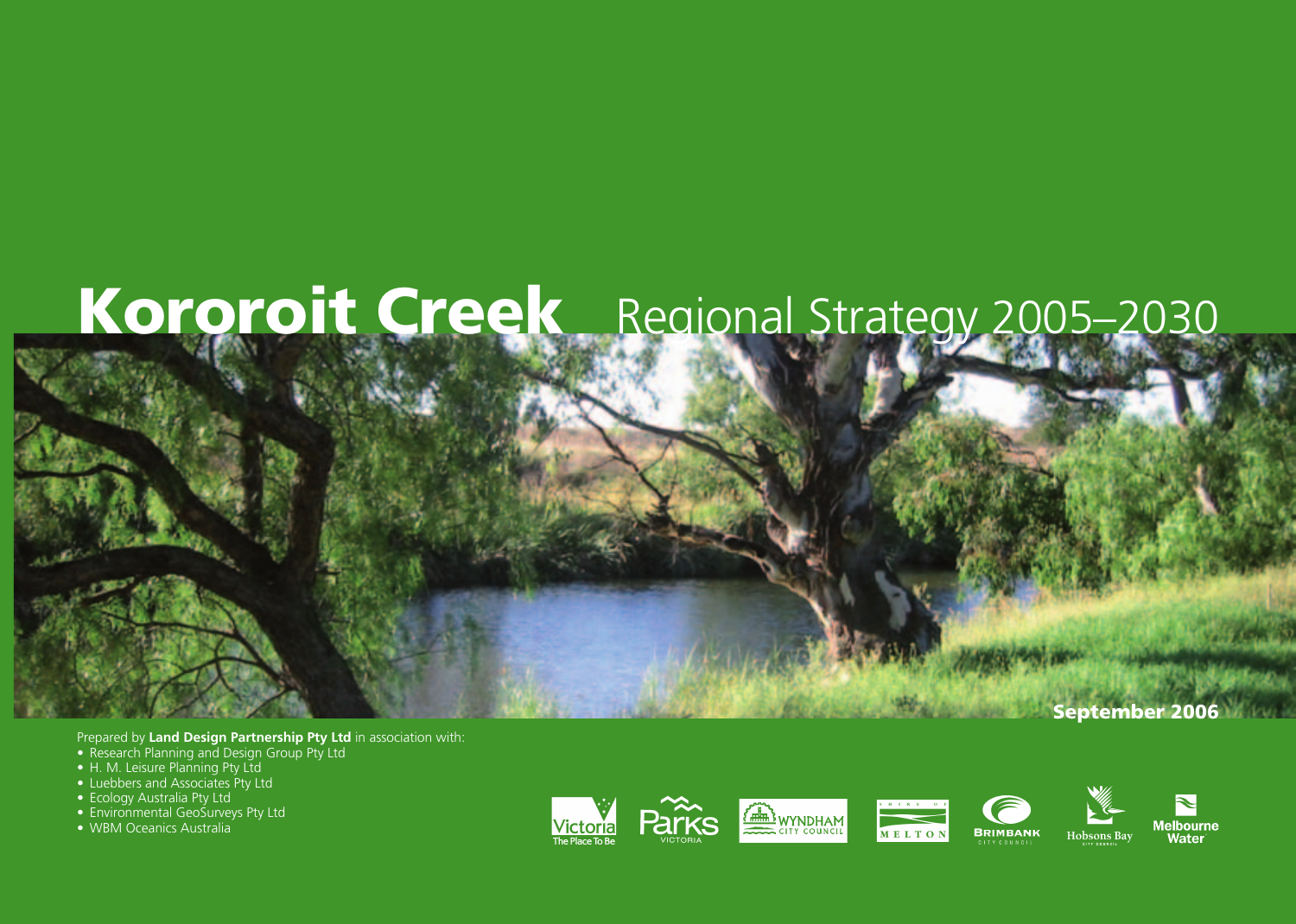# **Kororoit Creek** Regional Strategy 2005–2030

**September 2006**

Prepared by **Land Design Partnership Pty Ltd** in association with:

- Research Planning and Design Group Pty Ltd
- H. M. Leisure Planning Pty Ltd
- Luebbers and Associates Pty Ltd
- Ecology Australia Pty Ltd
- Environmental GeoSurveys Pty Ltd
- WBM Oceanics Australia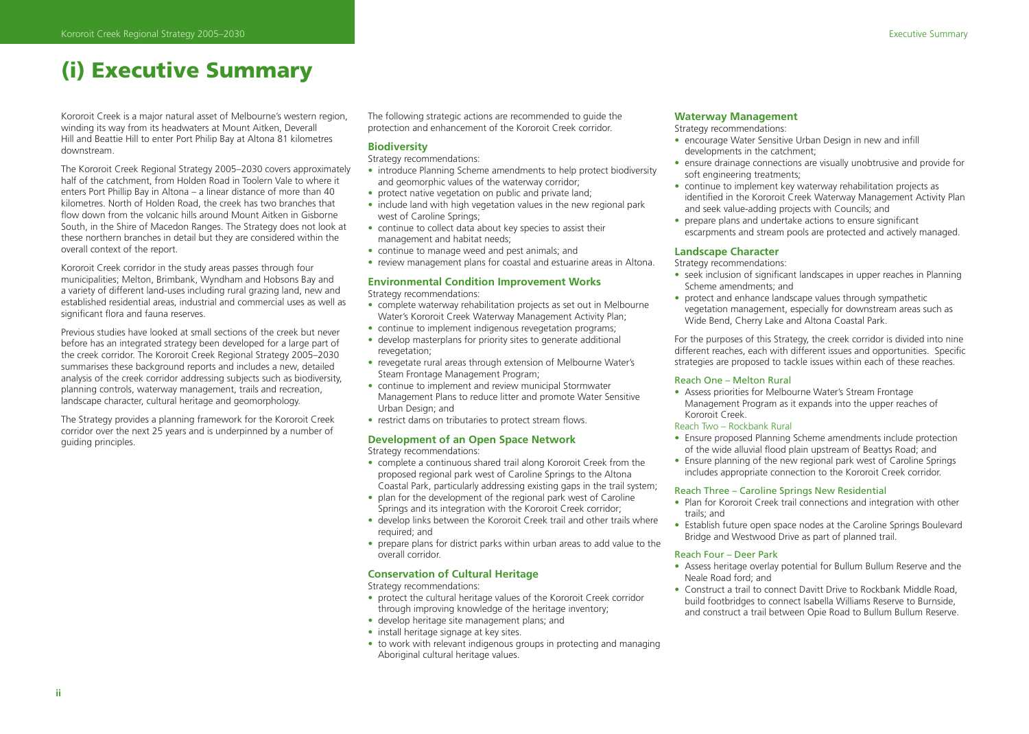# (i) Executive Summary

Kororoit Creek is a major natural asset of Melbourne's western region, winding its way from its headwaters at Mount Aitken, Deverall Hill and Beattie Hill to enter Port Philip Bay at Altona 81 kilometres downstream.

The Kororoit Creek Regional Strategy 2005–2030 covers approximately half of the catchment, from Holden Road in Toolern Vale to where it enters Port Phillip Bay in Altona – a linear distance of more than 40 kilometres. North of Holden Road, the creek has two branches that flow down from the volcanic hills around Mount Aitken in Gisborne South, in the Shire of Macedon Ranges. The Strategy does not look at these northern branches in detail but they are considered within the overall context of the report.

Kororoit Creek corridor in the study areas passes through four municipalities; Melton, Brimbank, Wyndham and Hobsons Bay and a variety of different land-uses including rural grazing land, new and established residential areas, industrial and commercial uses as well as significant flora and fauna reserves.

Previous studies have looked at small sections of the creek but never before has an integrated strategy been developed for a large part of the creek corridor. The Kororoit Creek Regional Strategy 2005–2030 summarises these background reports and includes a new, detailed analysis of the creek corridor addressing subjects such as biodiversity, planning controls, waterway management, trails and recreation, landscape character, cultural heritage and geomorphology.

The Strategy provides a planning framework for the Kororoit Creek corridor over the next 25 years and is underpinned by a number of guiding principles.

The following strategic actions are recommended to guide the protection and enhancement of the Kororoit Creek corridor.

### Biodiversity

Strategy recommendations:

- introduce Planning Scheme amendments to help protect biodiversity and geomorphic values of the waterway corridor;
- protect native vegetation on public and private land;
- include land with high vegetation values in the new regional park west of Caroline Springs;
- continue to collect data about key species to assist their management and habitat needs;
- continue to manage weed and pest animals; and
- review management plans for coastal and estuarine areas in Altona.

### Environmental Condition Improvement Works

Strategy recommendations:

- complete waterway rehabilitation projects as set out in Melbourne Water's Kororoit Creek Waterway Management Activity Plan;
- continue to implement indigenous revegetation programs;
- develop masterplans for priority sites to generate additional revegetation;
- revegetate rural areas through extension of Melbourne Water's Steam Frontage Management Program;
- continue to implement and review municipal Stormwater Management Plans to reduce litter and promote Water Sensitive Urban Design; and
- restrict dams on tributaries to protect stream flows.

### Development of an Open Space Network

Strategy recommendations:

- complete a continuous shared trail along Kororoit Creek from the proposed regional park west of Caroline Springs to the Altona Coastal Park, particularly addressing existing gaps in the trail system;
- plan for the development of the regional park west of Caroline Springs and its integration with the Kororoit Creek corridor;
- develop links between the Kororoit Creek trail and other trails where required; and
- prepare plans for district parks within urban areas to add value to the overall corridor.

### Conservation of Cultural Heritage

Strategy recommendations:

- protect the cultural heritage values of the Kororoit Creek corridor through improving knowledge of the heritage inventory;
- develop heritage site management plans; and
- install heritage signage at key sites.
- to work with relevant indigenous groups in protecting and managing Aboriginal cultural heritage values.

### Waterway Management

Strategy recommendations:

- encourage Water Sensitive Urban Design in new and infill developments in the catchment;
- ensure drainage connections are visually unobtrusive and provide for soft engineering treatments;
- continue to implement key waterway rehabilitation projects as identified in the Kororoit Creek Waterway Management Activity Plan and seek value-adding projects with Councils; and
- prepare plans and undertake actions to ensure significant escarpments and stream pools are protected and actively managed.

### Landscape Character

Strategy recommendations:

- seek inclusion of significant landscapes in upper reaches in Planning Scheme amendments; and
- protect and enhance landscape values through sympathetic vegetation management, especially for downstream areas such as Wide Bend, Cherry Lake and Altona Coastal Park.

For the purposes of this Strategy, the creek corridor is divided into nine different reaches, each with different issues and opportunities. Specific strategies are proposed to tackle issues within each of these reaches.

#### Reach One – Melton Rural

- Assess priorities for Melbourne Water's Stream Frontage Management Program as it expands into the upper reaches of Kororoit Creek.

#### Reach Two – Rockbank Rural

- Ensure proposed Planning Scheme amendments include protection of the wide alluvial flood plain upstream of Beattys Road; and
- Ensure planning of the new regional park west of Caroline Springs includes appropriate connection to the Kororoit Creek corridor.

#### Reach Three – Caroline Springs New Residential

- Plan for Kororoit Creek trail connections and integration with other trails; and
- Establish future open space nodes at the Caroline Springs Boulevard Bridge and Westwood Drive as part of planned trail.

#### Reach Four – Deer Park

- Assess heritage overlay potential for Bullum Bullum Reserve and the Neale Road ford; and
- Construct a trail to connect Davitt Drive to Rockbank Middle Road, build footbridges to connect Isabella Williams Reserve to Burnside, and construct a trail between Opie Road to Bullum Bullum Reserve.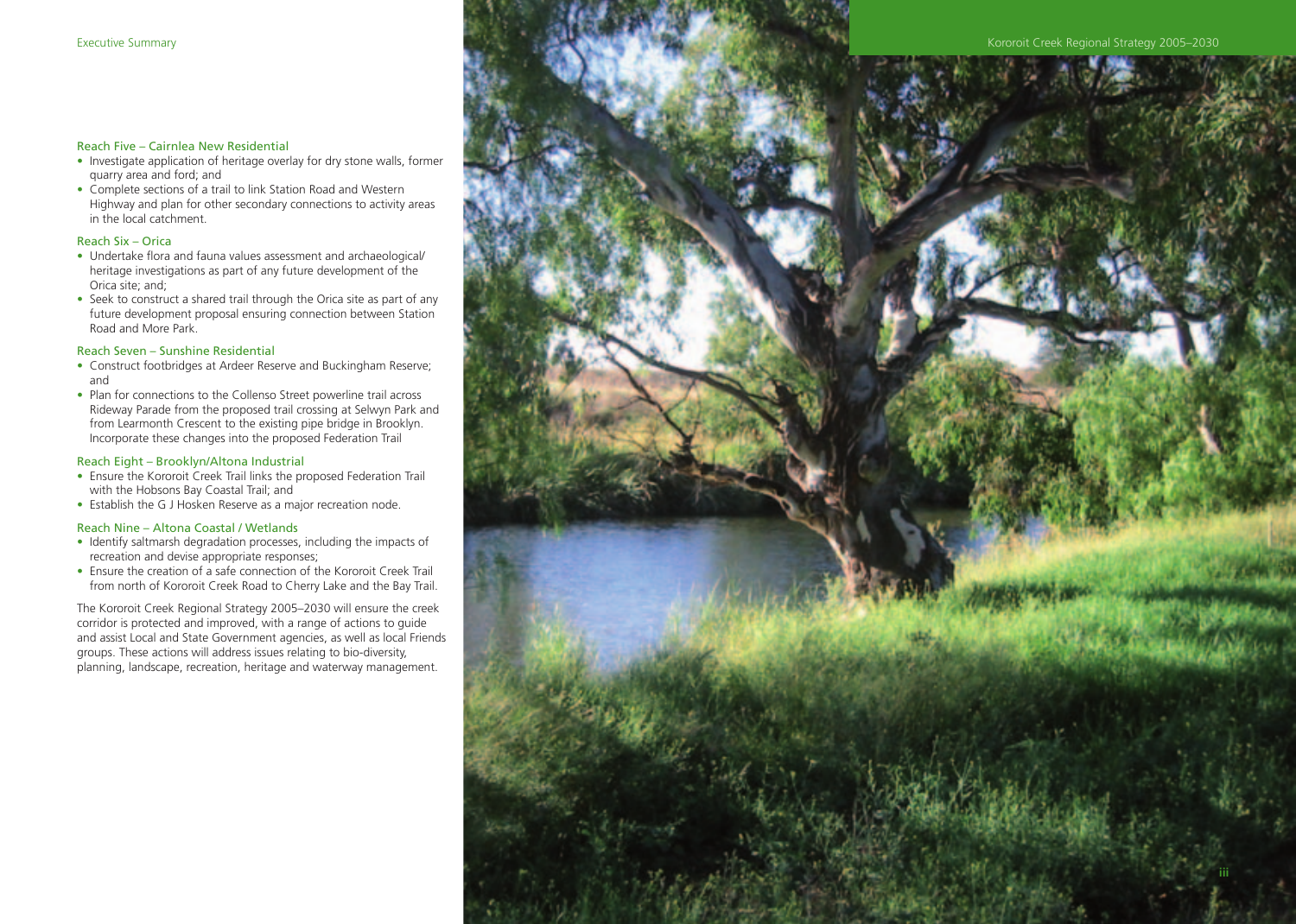### Reach Five – Cairnlea New Residential

- Investigate application of heritage overlay for dry stone walls, former quarry area and ford; and
- Complete sections of a trail to link Station Road and Western Highway and plan for other secondary connections to activity areas in the local catchment.

### Reach Six – Orica

- Undertake flora and fauna values assessment and archaeological/heritage investigations as part of any future development of the Orica site; and;
- Seek to construct a shared trail through the Orica site as part of any future development proposal ensuring connection between Station Road and More Park.

### Reach Seven – Sunshine Residential

- Construct footbridges at Ardeer Reserve and Buckingham Reserve; and
- Plan for connections to the Collenso Street powerline trail across Rideway Parade from the proposed trail crossing at Selwyn Park and from Learmonth Crescent to the existing pipe bridge in Brooklyn. Incorporate these changes into the proposed Federation Trail

### Reach Eight – Brooklyn/Altona Industrial

- Ensure the Kororoit Creek Trail links the proposed Federation Trail with the Hobsons Bay Coastal Trail; and
- Establish the G J Hosken Reserve as a major recreation node.

### Reach Nine – Altona Coastal / Wetlands

- Identify saltmarsh degradation processes, including the impacts of recreation and devise appropriate responses;
- Ensure the creation of a safe connection of the Kororoit Creek Trail from north of Kororoit Creek Road to Cherry Lake and the Bay Trail.

The Kororoit Creek Regional Strategy 2005–2030 will ensure the creek corridor is protected and improved, with a range of actions to guide and assist Local and State Government agencies, as well as local Friends groups. These actions will address issues relating to bio-diversity, planning, landscape, recreation, heritage and waterway management.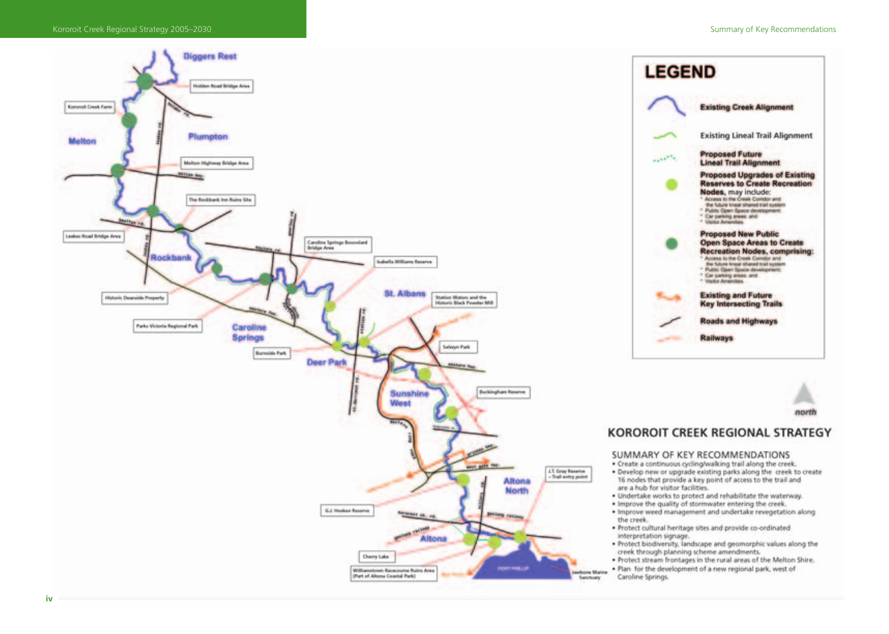## LEGEND

- Existing Creek Alignment
- Existing Lineal Trail Alignment
- Proposed Future Lineal Trail Alignment
- Proposed Upgrades of Existing Reserves to Create Recreation Nodes, may include:
  - Access to the Creek Corridor and the future lineal shared trail system
  - Public Open Space development
  - Car parking areas and
  - Visitor Amenities
- Proposed New Public Open Space Areas to Create Recreation Nodes, comprising:
  - Access to the Creek Corridor and the future lineal shared trail system
  - Public Open Space development
  - Car parking areas and
  - Visitor Amenities
- Existing and Future Key Intersecting Trails
- Roads and Highways
- Railways

# KOROROIT CREEK REGIONAL STRATEGY

## SUMMARY OF KEY RECOMMENDATIONS

- Create a continuous cycling/walking trail along the creek.
- Develop new or upgrade existing parks along the creek to create 16 nodes that provide a key point of access to the trail and are a hub for visitor facilities.
- Undertake works to protect and rehabilitate the waterway.
- Improve the quality of stormwater entering the creek.
- Improve weed management and undertake revegetation along the creek.
- Protect cultural heritage sites and provide co-ordinated interpretation signage.
- Protect biodiversity, landscape and geomorphic values along the creek through planning scheme amendments.
- Protect stream frontages in the rural areas of the Melton Shire.
- Plan for the development of a new regional park, west of Caroline Springs.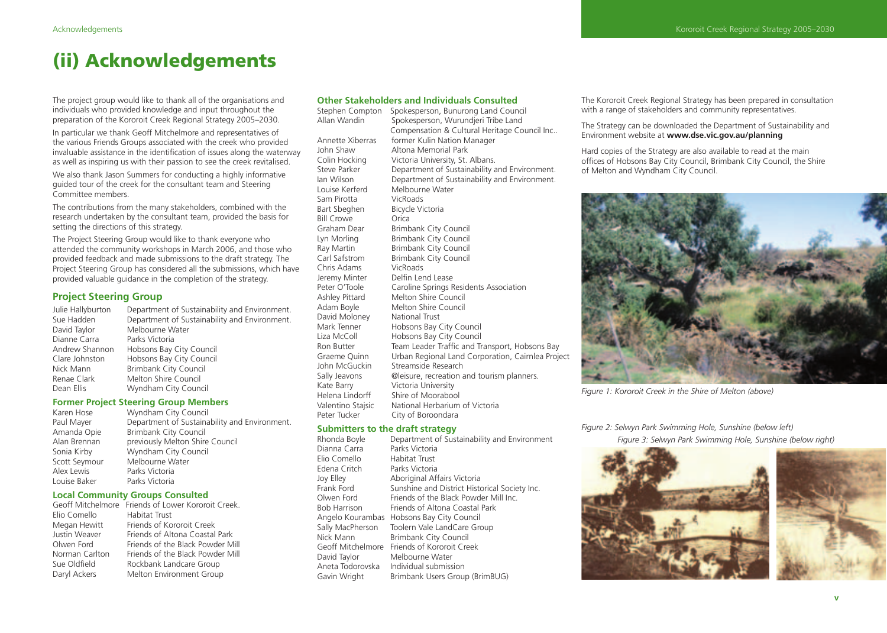# (ii) Acknowledgements

The project group would like to thank all of the organisations and individuals who provided knowledge and input throughout the preparation of the Kororoit Creek Regional Strategy 2005–2030.

In particular we thank Geoff Mitchelmore and representatives of the various Friends Groups associated with the creek who provided invaluable assistance in the identification of issues along the waterway as well as inspiring us with their passion to see the creek revitalised.

We also thank Jason Summers for conducting a highly informative guided tour of the creek for the consultant team and Steering Committee members.

The contributions from the many stakeholders, combined with the research undertaken by the consultant team, provided the basis for setting the directions of this strategy.

The Project Steering Group would like to thank everyone who attended the community workshops in March 2006, and those who provided feedback and made submissions to the draft strategy. The Project Steering Group has considered all the submissions, which have provided valuable guidance in the completion of the strategy.

## Project Steering Group

| | |
|---|---|
| Julie Hallyburton | Department of Sustainability and Environment. |
| Sue Hadden | Department of Sustainability and Environment. |
| David Taylor | Melbourne Water |
| Dianne Carra | Parks Victoria |
| Andrew Shannon | Hobsons Bay City Council |
| Clare Johnston | Hobsons Bay City Council |
| Nick Mann | Brimbank City Council |
| Renae Clark | Melton Shire Council |
| Dean Ellis | Wyndham City Council |

## Former Project Steering Group Members

| | |
|---|---|
| Karen Hose | Wyndham City Council |
| Paul Mayer | Department of Sustainability and Environment. |
| Amanda Opie | Brimbank City Council |
| Alan Brennan | previously Melton Shire Council |
| Sonia Kirby | Wyndham City Council |
| Scott Seymour | Melbourne Water |
| Alex Lewis | Parks Victoria |
| Louise Baker | Parks Victoria |

## Local Community Groups Consulted

| | |
|---|---|
| Geoff Mitchelmore | Friends of Lower Kororoit Creek. |
| Elio Comello | Habitat Trust |
| Megan Hewitt | Friends of Kororoit Creek |
| Justin Weaver | Friends of Altona Coastal Park |
| Olwen Ford | Friends of the Black Powder Mill |
| Norman Carlton | Friends of the Black Powder Mill |
| Sue Oldfield | Rockbank Landcare Group |
| Daryl Ackers | Melton Environment Group |

## Other Stakeholders and Individuals Consulted

| | |
|---|---|
| Stephen Compton | Spokesperson, Bunurong Land Council |
| Allan Wandin | Spokesperson, Wurundjeri Tribe Land Compensation & Cultural Heritage Council Inc.. |
| Annette Xiberras | former Kulin Nation Manager |
| John Shaw | Altona Memorial Park |
| Colin Hocking | Victoria University, St. Albans. |
| Steve Parker | Department of Sustainability and Environment. |
| Ian Wilson | Department of Sustainability and Environment. |
| Louise Kerferd | Melbourne Water |
| Sam Pirotta | VicRoads |
| Bart Sbeghen | Bicycle Victoria |
| Bill Crowe | Orica |
| Graham Dear | Brimbank City Council |
| Lyn Morling | Brimbank City Council |
| Ray Martin | Brimbank City Council |
| Carl Safstrom | Brimbank City Council |
| Chris Adams | VicRoads |
| Jeremy Minter | Delfin Lend Lease |
| Peter O'Toole | Caroline Springs Residents Association |
| Ashley Pittard | Melton Shire Council |
| Adam Boyle | Melton Shire Council |
| David Moloney | National Trust |
| Mark Tenner | Hobsons Bay City Council |
| Liza McColl | Hobsons Bay City Council |
| Ron Butter | Team Leader Traffic and Transport, Hobsons Bay |
| Graeme Quinn | Urban Regional Land Corporation, Cairnlea Project |
| John McGuckin | Streamside Research |
| Sally Jeavons | @leisure, recreation and tourism planners. |
| Kate Barry | Victoria University |
| Helena Lindorff | Shire of Moorabool |
| Valentino Stajsic | National Herbarium of Victoria |
| Peter Tucker | City of Boroondara |

## Submitters to the draft strategy

| | |
|---|---|
| Rhonda Boyle | Department of Sustainability and Environment |
| Dianna Carra | Parks Victoria |
| Elio Comello | Habitat Trust |
| Edena Critch | Parks Victoria |
| Joy Elley | Aboriginal Affairs Victoria |
| Frank Ford | Sunshine and District Historical Society Inc. |
| Olwen Ford | Friends of the Black Powder Mill Inc. |
| Bob Harrison | Friends of Altona Coastal Park |
| Angelo Kourambas | Hobsons Bay City Council |
| Sally MacPherson | Toolern Vale LandCare Group |
| Nick Mann | Brimbank City Council |
| Geoff Mitchelmore | Friends of Kororoit Creek |
| David Taylor | Melbourne Water |
| Aneta Todorovska | Individual submission |
| Gavin Wright | Brimbank Users Group (BrimBUG) |

The Kororoit Creek Regional Strategy has been prepared in consultation with a range of stakeholders and community representatives.

The Strategy can be downloaded the Department of Sustainability and Environment website at **www.dse.vic.gov.au/planning**

Hard copies of the Strategy are also available to read at the main offices of Hobsons Bay City Council, Brimbank City Council, the Shire of Melton and Wyndham City Council.

*Figure 1: Kororoit Creek in the Shire of Melton (above)*

*Figure 2: Selwyn Park Swimming Hole, Sunshine (below left)*

*Figure 3: Selwyn Park Swimming Hole, Sunshine (below right)*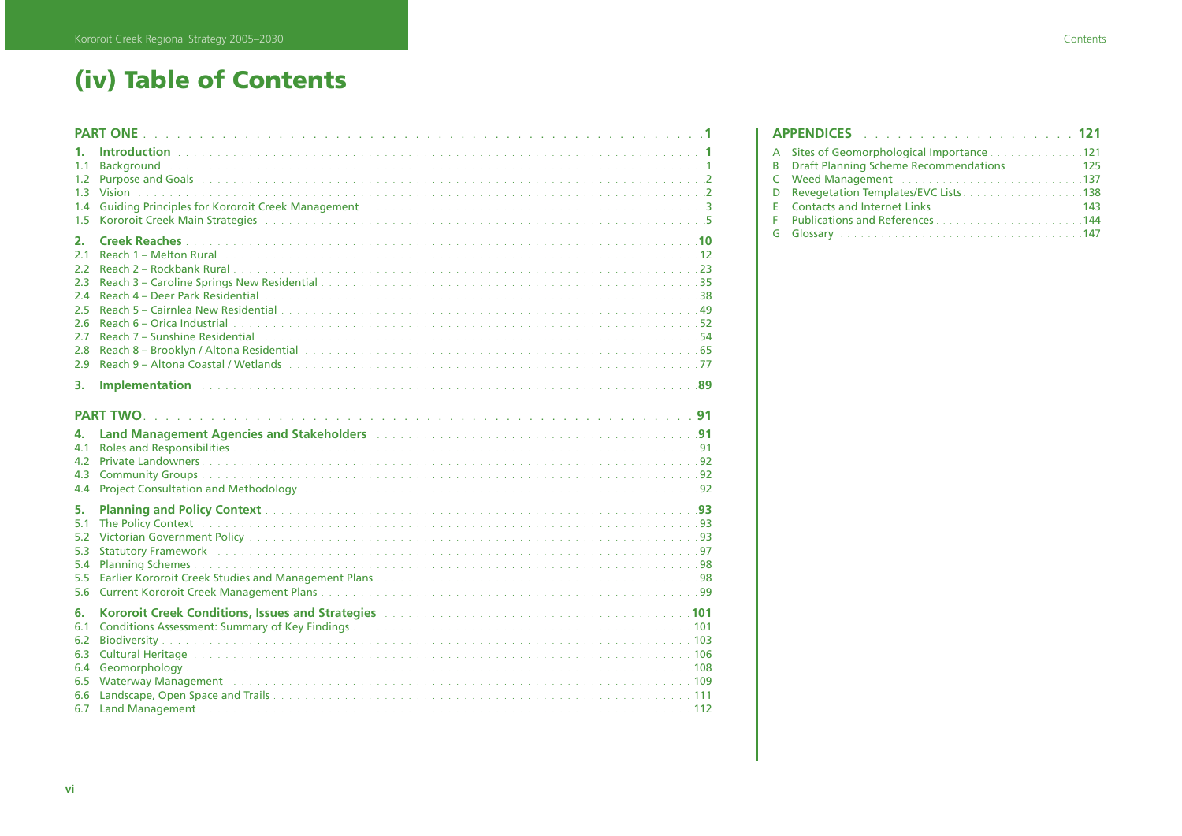# (iv) Table of Contents

**PART ONE** . . . 1

**1. Introduction** . . . 1

- 1.1 Background . . . 1
- 1.2 Purpose and Goals . . . 2
- 1.3 Vision . . . 2
- 1.4 Guiding Principles for Kororoit Creek Management . . . 3
- 1.5 Kororoit Creek Main Strategies . . . 5

**2. Creek Reaches** . . . 10

- 2.1 Reach 1 – Melton Rural . . . 12
- 2.2 Reach 2 – Rockbank Rural . . . 23
- 2.3 Reach 3 – Caroline Springs New Residential . . . 35
- 2.4 Reach 4 – Deer Park Residential . . . 38
- 2.5 Reach 5 – Cairnlea New Residential . . . 49
- 2.6 Reach 6 – Orica Industrial . . . 52
- 2.7 Reach 7 – Sunshine Residential . . . 54
- 2.8 Reach 8 – Brooklyn / Altona Residential . . . 65
- 2.9 Reach 9 – Altona Coastal / Wetlands . . . 77

**3. Implementation** . . . 89

**PART TWO** . . . 91

**4. Land Management Agencies and Stakeholders** . . . 91

- 4.1 Roles and Responsibilities . . . 91
- 4.2 Private Landowners . . . 92
- 4.3 Community Groups . . . 92
- 4.4 Project Consultation and Methodology . . . 92

**5. Planning and Policy Context** . . . 93

- 5.1 The Policy Context . . . 93
- 5.2 Victorian Government Policy . . . 93
- 5.3 Statutory Framework . . . 97
- 5.4 Planning Schemes . . . 98
- 5.5 Earlier Kororoit Creek Studies and Management Plans . . . 98
- 5.6 Current Kororoit Creek Management Plans . . . 99

**6. Kororoit Creek Conditions, Issues and Strategies** . . . 101

- 6.1 Conditions Assessment: Summary of Key Findings . . . 101
- 6.2 Biodiversity . . . 103
- 6.3 Cultural Heritage . . . 106
- 6.4 Geomorphology . . . 108
- 6.5 Waterway Management . . . 109
- 6.6 Landscape, Open Space and Trails . . . 111
- 6.7 Land Management . . . 112

**APPENDICES** . . . 121

- A Sites of Geomorphological Importance . . . 121
- B Draft Planning Scheme Recommendations . . . 125
- C Weed Management . . . 137
- D Revegetation Templates/EVC Lists . . . 138
- E Contacts and Internet Links . . . 143
- F Publications and References . . . 144
- G Glossary . . . 147